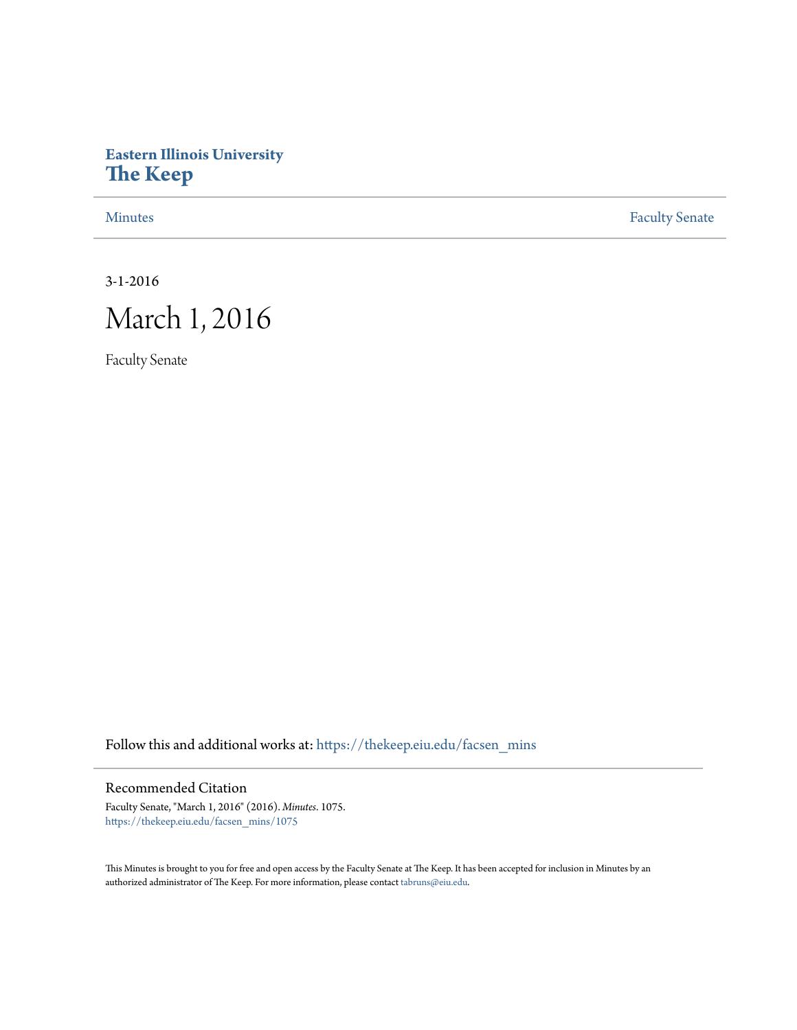# Eastern Illinois University
# The Keep

Minutes | Faculty Senate

3-1-2016

# March 1, 2016

Faculty Senate

Follow this and additional works at: https://thekeep.eiu.edu/facsen_mins

## Recommended Citation

Faculty Senate, "March 1, 2016" (2016). *Minutes*. 1075.
https://thekeep.eiu.edu/facsen_mins/1075

This Minutes is brought to you for free and open access by the Faculty Senate at The Keep. It has been accepted for inclusion in Minutes by an authorized administrator of The Keep. For more information, please contact tabruns@eiu.edu.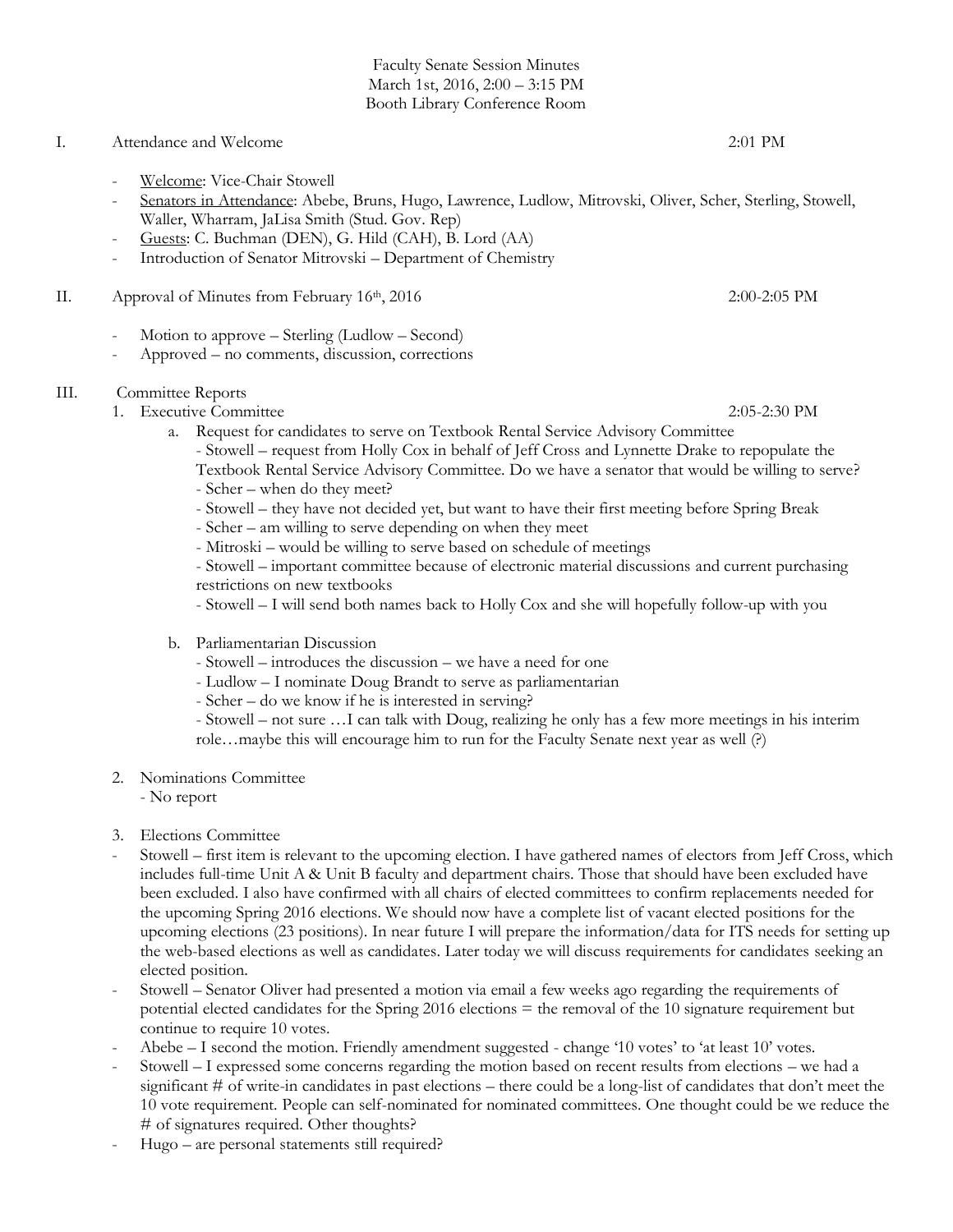Faculty Senate Session Minutes
March 1st, 2016, 2:00 – 3:15 PM
Booth Library Conference Room

I. Attendance and Welcome 2:01 PM

- Welcome: Vice-Chair Stowell
- Senators in Attendance: Abebe, Bruns, Hugo, Lawrence, Ludlow, Mitrovski, Oliver, Scher, Sterling, Stowell, Waller, Wharram, JaLisa Smith (Stud. Gov. Rep)
- Guests: C. Buchman (DEN), G. Hild (CAH), B. Lord (AA)
- Introduction of Senator Mitrovski – Department of Chemistry

II. Approval of Minutes from February 16th, 2016 2:00-2:05 PM

- Motion to approve – Sterling (Ludlow – Second)
- Approved – no comments, discussion, corrections

III. Committee Reports

1. Executive Committee 2:05-2:30 PM
   a. Request for candidates to serve on Textbook Rental Service Advisory Committee
      - Stowell – request from Holly Cox in behalf of Jeff Cross and Lynnette Drake to repopulate the Textbook Rental Service Advisory Committee. Do we have a senator that would be willing to serve?
      - Scher – when do they meet?
      - Stowell – they have not decided yet, but want to have their first meeting before Spring Break
      - Scher – am willing to serve depending on when they meet
      - Mitroski – would be willing to serve based on schedule of meetings
      - Stowell – important committee because of electronic material discussions and current purchasing restrictions on new textbooks
      - Stowell – I will send both names back to Holly Cox and she will hopefully follow-up with you

   b. Parliamentarian Discussion
      - Stowell – introduces the discussion – we have a need for one
      - Ludlow – I nominate Doug Brandt to serve as parliamentarian
      - Scher – do we know if he is interested in serving?
      - Stowell – not sure …I can talk with Doug, realizing he only has a few more meetings in his interim role…maybe this will encourage him to run for the Faculty Senate next year as well (?)

2. Nominations Committee
   - No report

3. Elections Committee

- Stowell – first item is relevant to the upcoming election. I have gathered names of electors from Jeff Cross, which includes full-time Unit A & Unit B faculty and department chairs. Those that should have been excluded have been excluded. I also have confirmed with all chairs of elected committees to confirm replacements needed for the upcoming Spring 2016 elections. We should now have a complete list of vacant elected positions for the upcoming elections (23 positions). In near future I will prepare the information/data for ITS needs for setting up the web-based elections as well as candidates. Later today we will discuss requirements for candidates seeking an elected position.
- Stowell – Senator Oliver had presented a motion via email a few weeks ago regarding the requirements of potential elected candidates for the Spring 2016 elections = the removal of the 10 signature requirement but continue to require 10 votes.
- Abebe – I second the motion. Friendly amendment suggested - change '10 votes' to 'at least 10' votes.
- Stowell – I expressed some concerns regarding the motion based on recent results from elections – we had a significant # of write-in candidates in past elections – there could be a long-list of candidates that don't meet the 10 vote requirement. People can self-nominated for nominated committees. One thought could be we reduce the # of signatures required. Other thoughts?
- Hugo – are personal statements still required?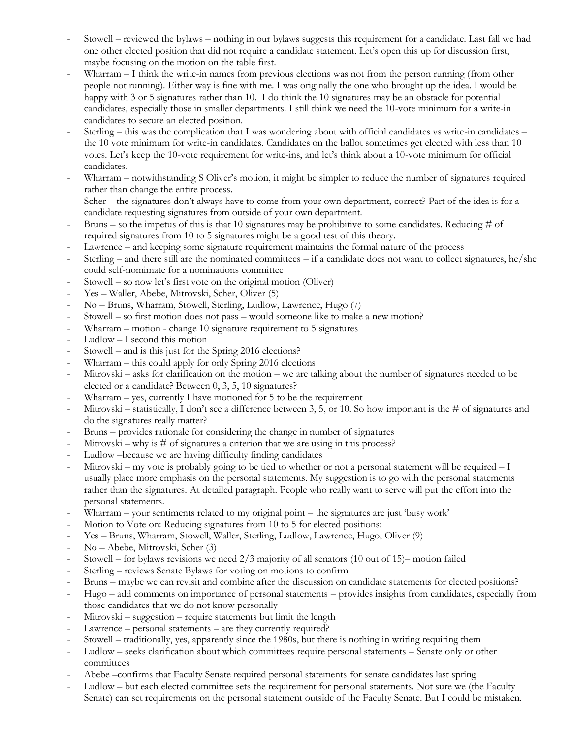- Stowell – reviewed the bylaws – nothing in our bylaws suggests this requirement for a candidate. Last fall we had one other elected position that did not require a candidate statement. Let's open this up for discussion first, maybe focusing on the motion on the table first.
- Wharram – I think the write-in names from previous elections was not from the person running (from other people not running). Either way is fine with me. I was originally the one who brought up the idea. I would be happy with 3 or 5 signatures rather than 10. I do think the 10 signatures may be an obstacle for potential candidates, especially those in smaller departments. I still think we need the 10-vote minimum for a write-in candidates to secure an elected position.
- Sterling – this was the complication that I was wondering about with official candidates vs write-in candidates – the 10 vote minimum for write-in candidates. Candidates on the ballot sometimes get elected with less than 10 votes. Let's keep the 10-vote requirement for write-ins, and let's think about a 10-vote minimum for official candidates.
- Wharram – notwithstanding S Oliver's motion, it might be simpler to reduce the number of signatures required rather than change the entire process.
- Scher – the signatures don't always have to come from your own department, correct? Part of the idea is for a candidate requesting signatures from outside of your own department.
- Bruns – so the impetus of this is that 10 signatures may be prohibitive to some candidates. Reducing # of required signatures from 10 to 5 signatures might be a good test of this theory.
- Lawrence – and keeping some signature requirement maintains the formal nature of the process
- Sterling – and there still are the nominated committees – if a candidate does not want to collect signatures, he/she could self-nomimate for a nominations committee
- Stowell – so now let's first vote on the original motion (Oliver)
- Yes – Waller, Abebe, Mitrovski, Scher, Oliver (5)
- No – Bruns, Wharram, Stowell, Sterling, Ludlow, Lawrence, Hugo (7)
- Stowell – so first motion does not pass – would someone like to make a new motion?
- Wharram – motion - change 10 signature requirement to 5 signatures
- Ludlow – I second this motion
- Stowell – and is this just for the Spring 2016 elections?
- Wharram – this could apply for only Spring 2016 elections
- Mitrovski – asks for clarification on the motion – we are talking about the number of signatures needed to be elected or a candidate? Between 0, 3, 5, 10 signatures?
- Wharram – yes, currently I have motioned for 5 to be the requirement
- Mitrovski – statistically, I don't see a difference between 3, 5, or 10. So how important is the # of signatures and do the signatures really matter?
- Bruns – provides rationale for considering the change in number of signatures
- Mitrovski – why is # of signatures a criterion that we are using in this process?
- Ludlow –because we are having difficulty finding candidates
- Mitrovski – my vote is probably going to be tied to whether or not a personal statement will be required – I usually place more emphasis on the personal statements. My suggestion is to go with the personal statements rather than the signatures. At detailed paragraph. People who really want to serve will put the effort into the personal statements.
- Wharram – your sentiments related to my original point – the signatures are just 'busy work'
- Motion to Vote on: Reducing signatures from 10 to 5 for elected positions:
- Yes – Bruns, Wharram, Stowell, Waller, Sterling, Ludlow, Lawrence, Hugo, Oliver (9)
- No – Abebe, Mitrovski, Scher (3)
- Stowell – for bylaws revisions we need 2/3 majority of all senators (10 out of 15)– motion failed
- Sterling – reviews Senate Bylaws for voting on motions to confirm
- Bruns – maybe we can revisit and combine after the discussion on candidate statements for elected positions?
- Hugo – add comments on importance of personal statements – provides insights from candidates, especially from those candidates that we do not know personally
- Mitrovski – suggestion – require statements but limit the length
- Lawrence – personal statements – are they currently required?
- Stowell – traditionally, yes, apparently since the 1980s, but there is nothing in writing requiring them
- Ludlow – seeks clarification about which committees require personal statements – Senate only or other committees
- Abebe –confirms that Faculty Senate required personal statements for senate candidates last spring
- Ludlow – but each elected committee sets the requirement for personal statements. Not sure we (the Faculty Senate) can set requirements on the personal statement outside of the Faculty Senate. But I could be mistaken.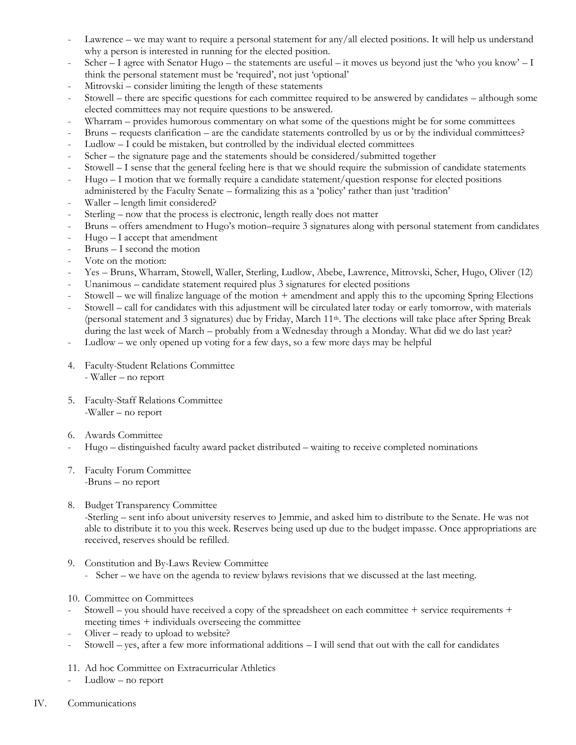- Lawrence – we may want to require a personal statement for any/all elected positions. It will help us understand why a person is interested in running for the elected position.
- Scher – I agree with Senator Hugo – the statements are useful – it moves us beyond just the 'who you know' – I think the personal statement must be 'required', not just 'optional'
- Mitrovski – consider limiting the length of these statements
- Stowell – there are specific questions for each committee required to be answered by candidates – although some elected committees may not require questions to be answered.
- Wharram – provides humorous commentary on what some of the questions might be for some committees
- Bruns – requests clarification – are the candidate statements controlled by us or by the individual committees?
- Ludlow – I could be mistaken, but controlled by the individual elected committees
- Scher – the signature page and the statements should be considered/submitted together
- Stowell – I sense that the general feeling here is that we should require the submission of candidate statements
- Hugo – I motion that we formally require a candidate statement/question response for elected positions administered by the Faculty Senate – formalizing this as a 'policy' rather than just 'tradition'
- Waller – length limit considered?
- Sterling – now that the process is electronic, length really does not matter
- Bruns – offers amendment to Hugo's motion–require 3 signatures along with personal statement from candidates
- Hugo – I accept that amendment
- Bruns – I second the motion
- Vote on the motion:
- Yes – Bruns, Wharram, Stowell, Waller, Sterling, Ludlow, Abebe, Lawrence, Mitrovski, Scher, Hugo, Oliver (12)
- Unanimous – candidate statement required plus 3 signatures for elected positions
- Stowell – we will finalize language of the motion + amendment and apply this to the upcoming Spring Elections
- Stowell – call for candidates with this adjustment will be circulated later today or early tomorrow, with materials (personal statement and 3 signatures) due by Friday, March 11th. The elections will take place after Spring Break during the last week of March – probably from a Wednesday through a Monday. What did we do last year?
- Ludlow – we only opened up voting for a few days, so a few more days may be helpful

4. Faculty-Student Relations Committee
   - Waller – no report

5. Faculty-Staff Relations Committee
   -Waller – no report

6. Awards Committee
- Hugo – distinguished faculty award packet distributed – waiting to receive completed nominations

7. Faculty Forum Committee
   -Bruns – no report

8. Budget Transparency Committee
   -Sterling – sent info about university reserves to Jemmie, and asked him to distribute to the Senate. He was not able to distribute it to you this week. Reserves being used up due to the budget impasse. Once appropriations are received, reserves should be refilled.

9. Constitution and By-Laws Review Committee
   - Scher – we have on the agenda to review bylaws revisions that we discussed at the last meeting.

10. Committee on Committees
- Stowell – you should have received a copy of the spreadsheet on each committee + service requirements + meeting times + individuals overseeing the committee
- Oliver – ready to upload to website?
- Stowell – yes, after a few more informational additions – I will send that out with the call for candidates

11. Ad hoc Committee on Extracurricular Athletics
- Ludlow – no report

IV. Communications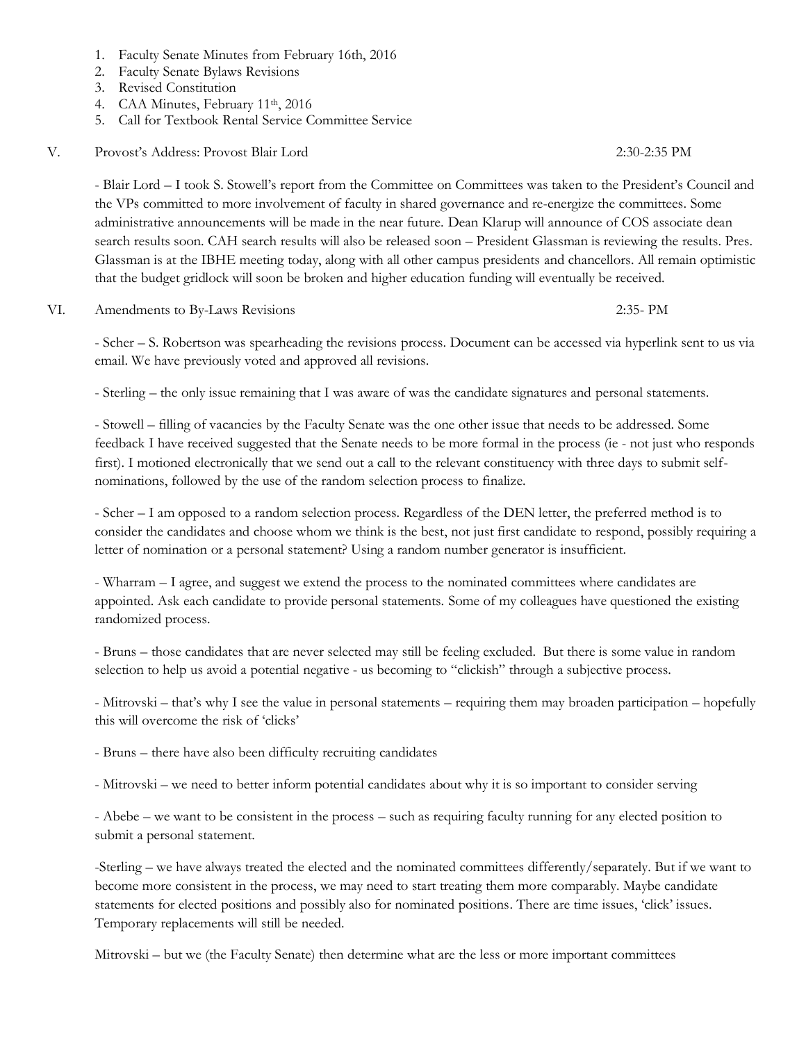1. Faculty Senate Minutes from February 16th, 2016
2. Faculty Senate Bylaws Revisions
3. Revised Constitution
4. CAA Minutes, February 11th, 2016
5. Call for Textbook Rental Service Committee Service

V. Provost's Address: Provost Blair Lord 2:30-2:35 PM

- Blair Lord – I took S. Stowell's report from the Committee on Committees was taken to the President's Council and the VPs committed to more involvement of faculty in shared governance and re-energize the committees. Some administrative announcements will be made in the near future. Dean Klarup will announce of COS associate dean search results soon. CAH search results will also be released soon – President Glassman is reviewing the results. Pres. Glassman is at the IBHE meeting today, along with all other campus presidents and chancellors. All remain optimistic that the budget gridlock will soon be broken and higher education funding will eventually be received.

VI. Amendments to By-Laws Revisions 2:35- PM

- Scher – S. Robertson was spearheading the revisions process. Document can be accessed via hyperlink sent to us via email. We have previously voted and approved all revisions.

- Sterling – the only issue remaining that I was aware of was the candidate signatures and personal statements.

- Stowell – filling of vacancies by the Faculty Senate was the one other issue that needs to be addressed. Some feedback I have received suggested that the Senate needs to be more formal in the process (ie - not just who responds first). I motioned electronically that we send out a call to the relevant constituency with three days to submit self-nominations, followed by the use of the random selection process to finalize.

- Scher – I am opposed to a random selection process. Regardless of the DEN letter, the preferred method is to consider the candidates and choose whom we think is the best, not just first candidate to respond, possibly requiring a letter of nomination or a personal statement? Using a random number generator is insufficient.

- Wharram – I agree, and suggest we extend the process to the nominated committees where candidates are appointed. Ask each candidate to provide personal statements. Some of my colleagues have questioned the existing randomized process.

- Bruns – those candidates that are never selected may still be feeling excluded. But there is some value in random selection to help us avoid a potential negative - us becoming to "clickish" through a subjective process.

- Mitrovski – that's why I see the value in personal statements – requiring them may broaden participation – hopefully this will overcome the risk of 'clicks'

- Bruns – there have also been difficulty recruiting candidates

- Mitrovski – we need to better inform potential candidates about why it is so important to consider serving

- Abebe – we want to be consistent in the process – such as requiring faculty running for any elected position to submit a personal statement.

-Sterling – we have always treated the elected and the nominated committees differently/separately. But if we want to become more consistent in the process, we may need to start treating them more comparably. Maybe candidate statements for elected positions and possibly also for nominated positions. There are time issues, 'click' issues. Temporary replacements will still be needed.

Mitrovski – but we (the Faculty Senate) then determine what are the less or more important committees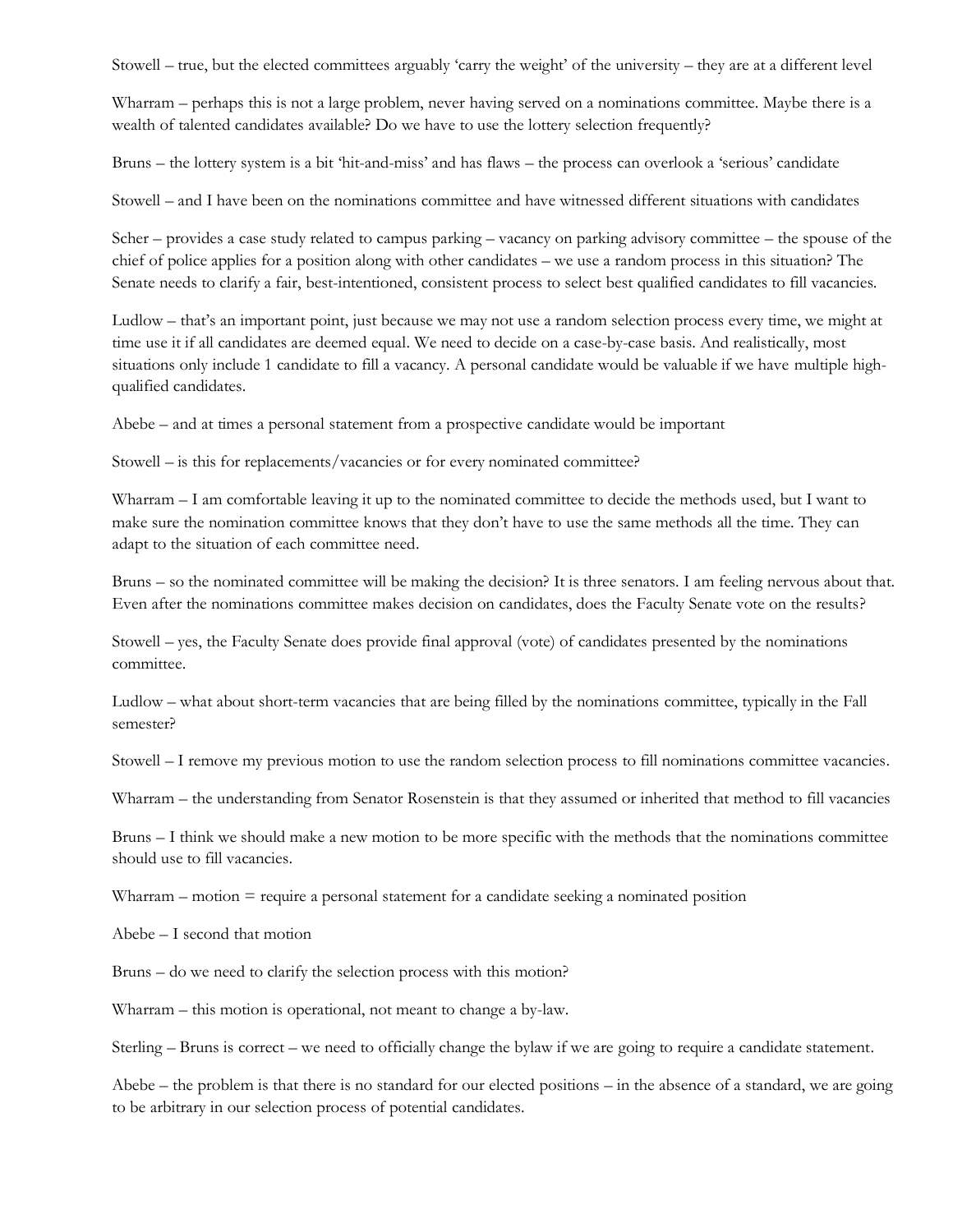Stowell – true, but the elected committees arguably 'carry the weight' of the university – they are at a different level

Wharram – perhaps this is not a large problem, never having served on a nominations committee. Maybe there is a wealth of talented candidates available? Do we have to use the lottery selection frequently?

Bruns – the lottery system is a bit 'hit-and-miss' and has flaws – the process can overlook a 'serious' candidate

Stowell – and I have been on the nominations committee and have witnessed different situations with candidates

Scher – provides a case study related to campus parking – vacancy on parking advisory committee – the spouse of the chief of police applies for a position along with other candidates – we use a random process in this situation? The Senate needs to clarify a fair, best-intentioned, consistent process to select best qualified candidates to fill vacancies.

Ludlow – that's an important point, just because we may not use a random selection process every time, we might at time use it if all candidates are deemed equal. We need to decide on a case-by-case basis. And realistically, most situations only include 1 candidate to fill a vacancy. A personal candidate would be valuable if we have multiple high-qualified candidates.

Abebe – and at times a personal statement from a prospective candidate would be important

Stowell – is this for replacements/vacancies or for every nominated committee?

Wharram – I am comfortable leaving it up to the nominated committee to decide the methods used, but I want to make sure the nomination committee knows that they don't have to use the same methods all the time. They can adapt to the situation of each committee need.

Bruns – so the nominated committee will be making the decision? It is three senators. I am feeling nervous about that. Even after the nominations committee makes decision on candidates, does the Faculty Senate vote on the results?

Stowell – yes, the Faculty Senate does provide final approval (vote) of candidates presented by the nominations committee.

Ludlow – what about short-term vacancies that are being filled by the nominations committee, typically in the Fall semester?

Stowell – I remove my previous motion to use the random selection process to fill nominations committee vacancies.

Wharram – the understanding from Senator Rosenstein is that they assumed or inherited that method to fill vacancies

Bruns – I think we should make a new motion to be more specific with the methods that the nominations committee should use to fill vacancies.

Wharram – motion = require a personal statement for a candidate seeking a nominated position

Abebe – I second that motion

Bruns – do we need to clarify the selection process with this motion?

Wharram – this motion is operational, not meant to change a by-law.

Sterling – Bruns is correct – we need to officially change the bylaw if we are going to require a candidate statement.

Abebe – the problem is that there is no standard for our elected positions – in the absence of a standard, we are going to be arbitrary in our selection process of potential candidates.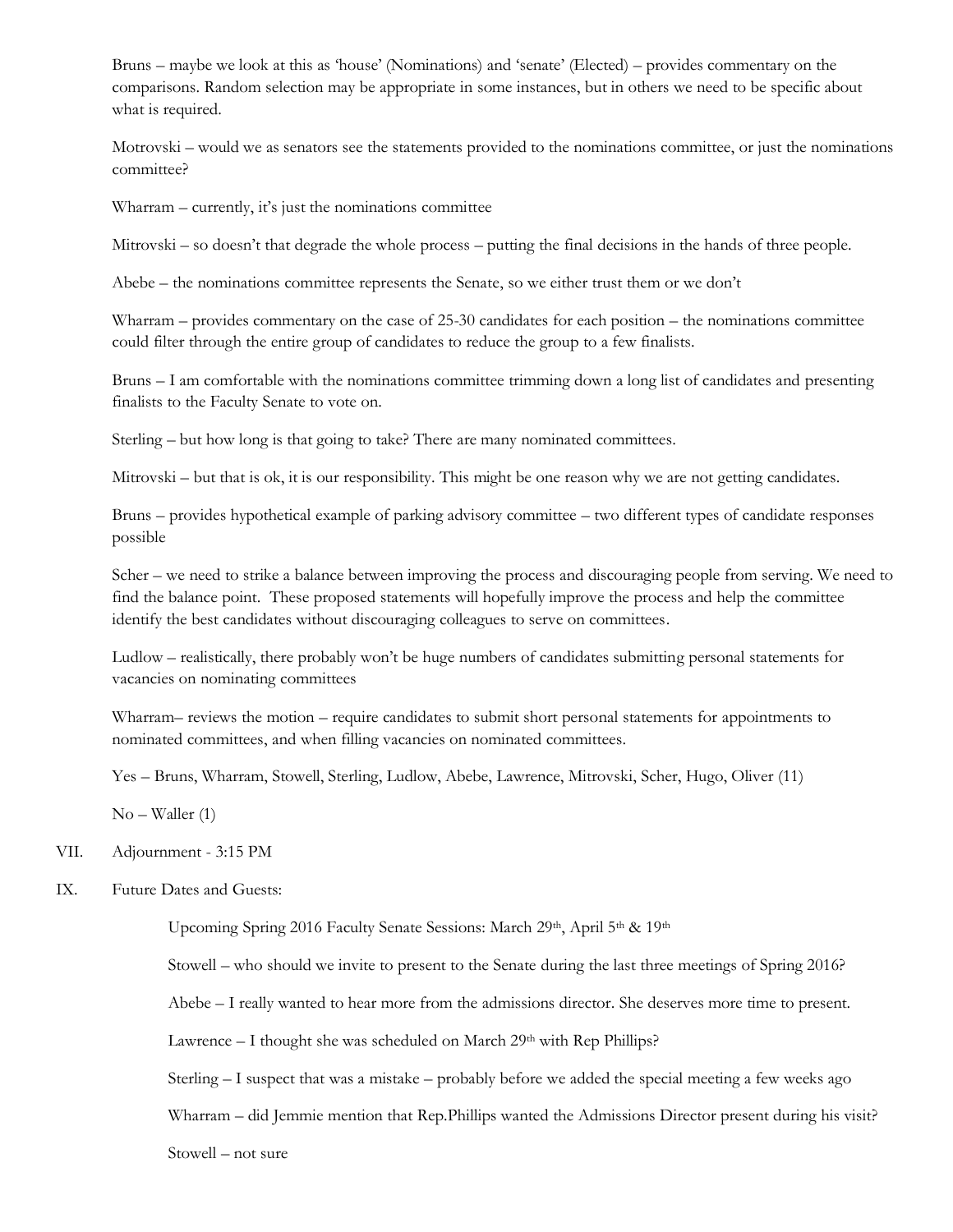Bruns – maybe we look at this as 'house' (Nominations) and 'senate' (Elected) – provides commentary on the comparisons. Random selection may be appropriate in some instances, but in others we need to be specific about what is required.

Motrovski – would we as senators see the statements provided to the nominations committee, or just the nominations committee?

Wharram – currently, it's just the nominations committee

Mitrovski – so doesn't that degrade the whole process – putting the final decisions in the hands of three people.

Abebe – the nominations committee represents the Senate, so we either trust them or we don't

Wharram – provides commentary on the case of 25-30 candidates for each position – the nominations committee could filter through the entire group of candidates to reduce the group to a few finalists.

Bruns – I am comfortable with the nominations committee trimming down a long list of candidates and presenting finalists to the Faculty Senate to vote on.

Sterling – but how long is that going to take? There are many nominated committees.

Mitrovski – but that is ok, it is our responsibility. This might be one reason why we are not getting candidates.

Bruns – provides hypothetical example of parking advisory committee – two different types of candidate responses possible

Scher – we need to strike a balance between improving the process and discouraging people from serving. We need to find the balance point. These proposed statements will hopefully improve the process and help the committee identify the best candidates without discouraging colleagues to serve on committees.

Ludlow – realistically, there probably won't be huge numbers of candidates submitting personal statements for vacancies on nominating committees

Wharram– reviews the motion – require candidates to submit short personal statements for appointments to nominated committees, and when filling vacancies on nominated committees.

Yes – Bruns, Wharram, Stowell, Sterling, Ludlow, Abebe, Lawrence, Mitrovski, Scher, Hugo, Oliver (11)

No – Waller (1)

VII. Adjournment - 3:15 PM

IX. Future Dates and Guests:

Upcoming Spring 2016 Faculty Senate Sessions: March 29th, April 5th & 19th

Stowell – who should we invite to present to the Senate during the last three meetings of Spring 2016?

Abebe – I really wanted to hear more from the admissions director. She deserves more time to present.

Lawrence – I thought she was scheduled on March 29th with Rep Phillips?

Sterling – I suspect that was a mistake – probably before we added the special meeting a few weeks ago

Wharram – did Jemmie mention that Rep.Phillips wanted the Admissions Director present during his visit?

Stowell – not sure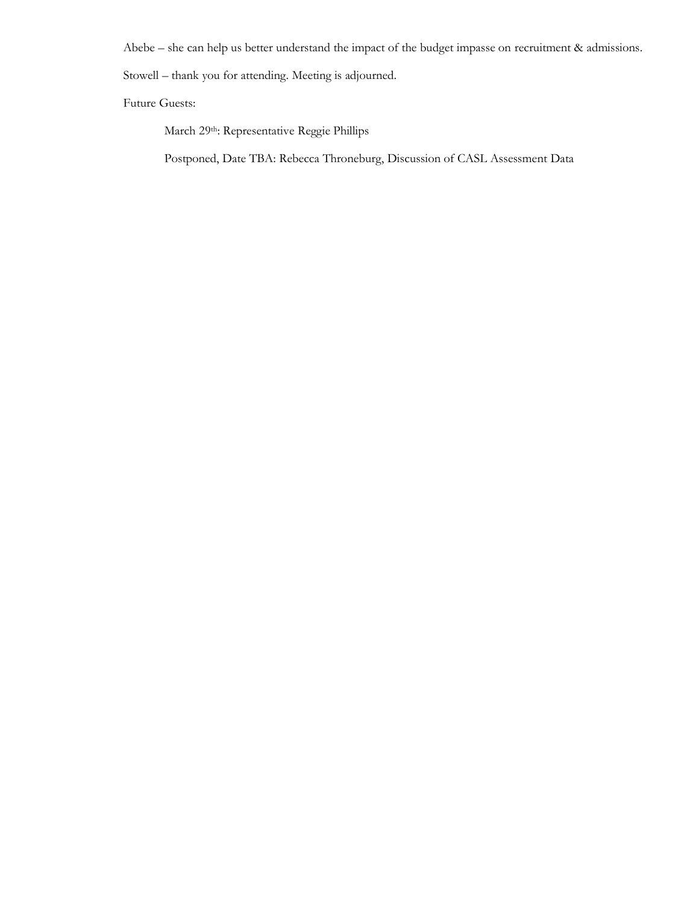Abebe – she can help us better understand the impact of the budget impasse on recruitment & admissions.

Stowell – thank you for attending. Meeting is adjourned.

Future Guests:

> March 29th: Representative Reggie Phillips
>
> Postponed, Date TBA: Rebecca Throneburg, Discussion of CASL Assessment Data